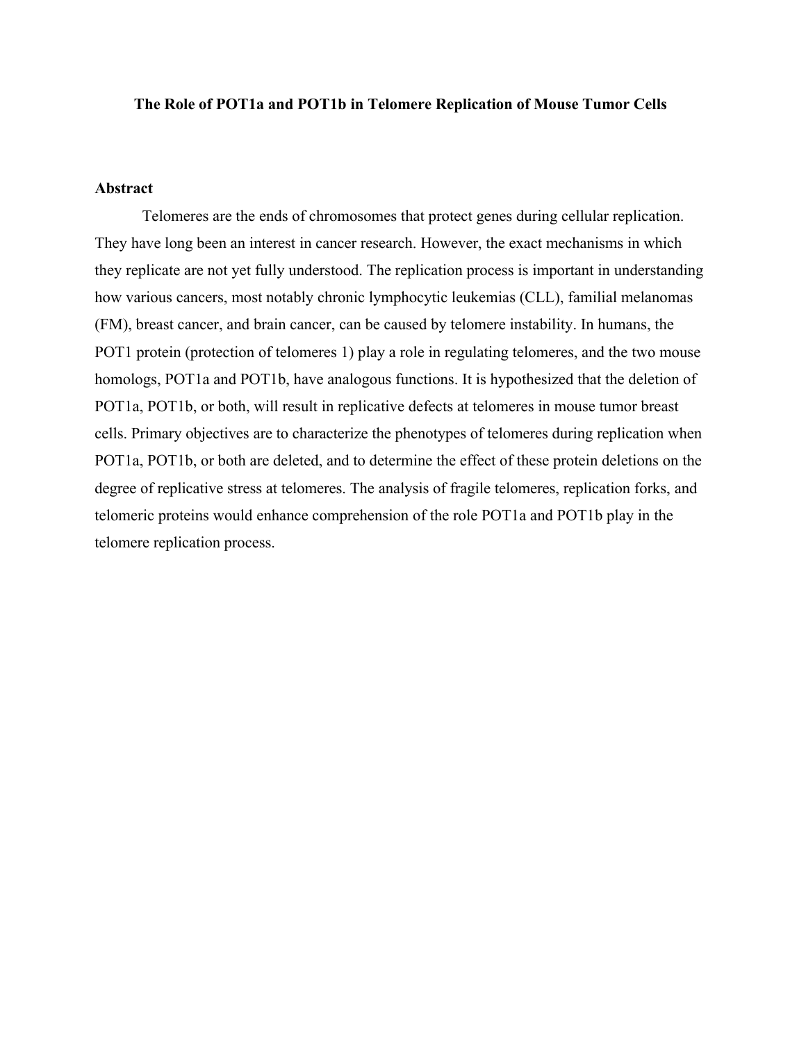# The Role of POT1a and POT1b in Telomere Replication of Mouse Tumor Cells

## Abstract

Telomeres are the ends of chromosomes that protect genes during cellular replication. They have long been an interest in cancer research. However, the exact mechanisms in which they replicate are not yet fully understood. The replication process is important in understanding how various cancers, most notably chronic lymphocytic leukemias (CLL), familial melanomas (FM), breast cancer, and brain cancer, can be caused by telomere instability. In humans, the POT1 protein (protection of telomeres 1) play a role in regulating telomeres, and the two mouse homologs, POT1a and POT1b, have analogous functions. It is hypothesized that the deletion of POT1a, POT1b, or both, will result in replicative defects at telomeres in mouse tumor breast cells. Primary objectives are to characterize the phenotypes of telomeres during replication when POT1a, POT1b, or both are deleted, and to determine the effect of these protein deletions on the degree of replicative stress at telomeres. The analysis of fragile telomeres, replication forks, and telomeric proteins would enhance comprehension of the role POT1a and POT1b play in the telomere replication process.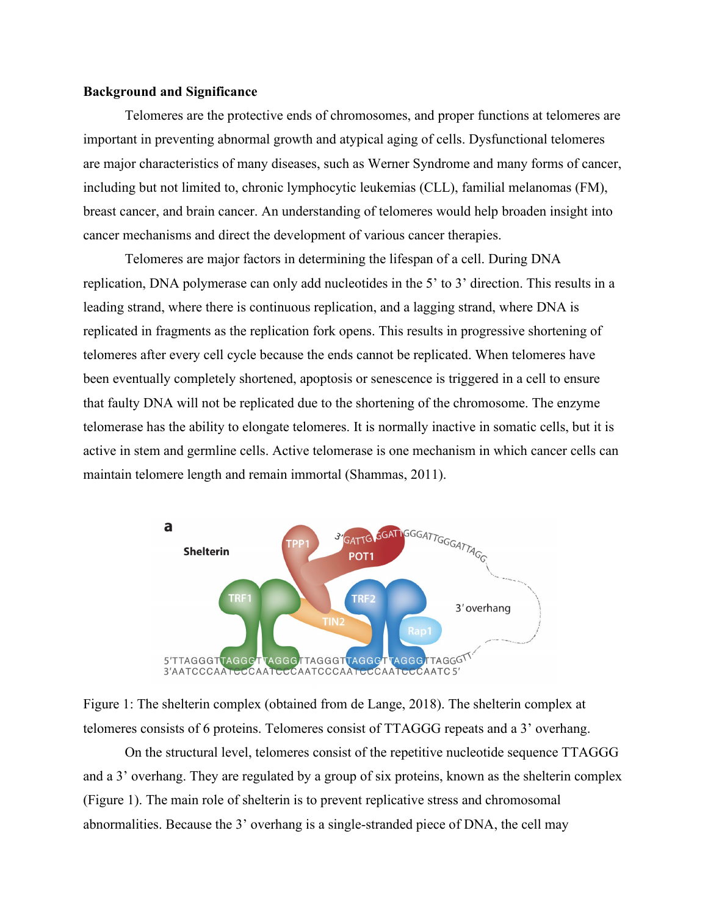**Background and Significance**

Telomeres are the protective ends of chromosomes, and proper functions at telomeres are important in preventing abnormal growth and atypical aging of cells. Dysfunctional telomeres are major characteristics of many diseases, such as Werner Syndrome and many forms of cancer, including but not limited to, chronic lymphocytic leukemias (CLL), familial melanomas (FM), breast cancer, and brain cancer. An understanding of telomeres would help broaden insight into cancer mechanisms and direct the development of various cancer therapies.

Telomeres are major factors in determining the lifespan of a cell. During DNA replication, DNA polymerase can only add nucleotides in the 5' to 3' direction. This results in a leading strand, where there is continuous replication, and a lagging strand, where DNA is replicated in fragments as the replication fork opens. This results in progressive shortening of telomeres after every cell cycle because the ends cannot be replicated. When telomeres have been eventually completely shortened, apoptosis or senescence is triggered in a cell to ensure that faulty DNA will not be replicated due to the shortening of the chromosome. The enzyme telomerase has the ability to elongate telomeres. It is normally inactive in somatic cells, but it is active in stem and germline cells. Active telomerase is one mechanism in which cancer cells can maintain telomere length and remain immortal (Shammas, 2011).

Figure 1: The shelterin complex (obtained from de Lange, 2018). The shelterin complex at telomeres consists of 6 proteins. Telomeres consist of TTAGGG repeats and a 3' overhang.

On the structural level, telomeres consist of the repetitive nucleotide sequence TTAGGG and a 3' overhang. They are regulated by a group of six proteins, known as the shelterin complex (Figure 1). The main role of shelterin is to prevent replicative stress and chromosomal abnormalities. Because the 3' overhang is a single-stranded piece of DNA, the cell may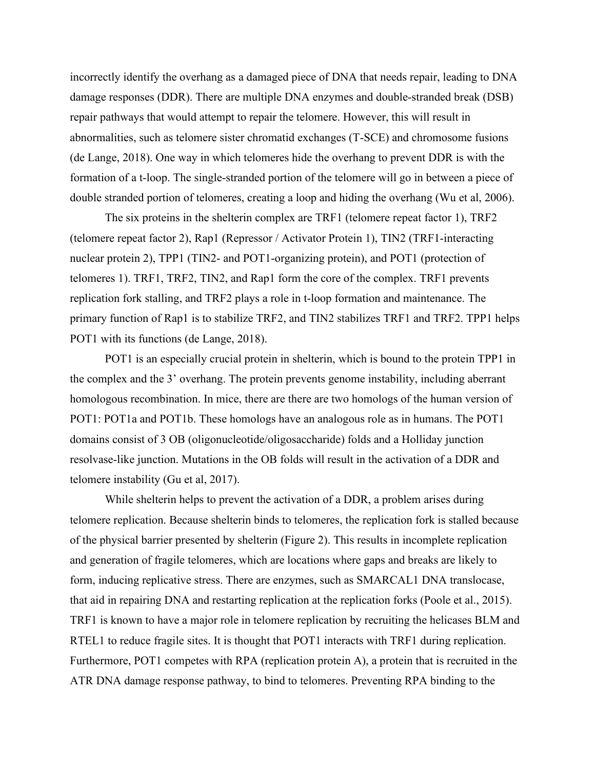incorrectly identify the overhang as a damaged piece of DNA that needs repair, leading to DNA damage responses (DDR). There are multiple DNA enzymes and double-stranded break (DSB) repair pathways that would attempt to repair the telomere. However, this will result in abnormalities, such as telomere sister chromatid exchanges (T-SCE) and chromosome fusions (de Lange, 2018). One way in which telomeres hide the overhang to prevent DDR is with the formation of a t-loop. The single-stranded portion of the telomere will go in between a piece of double stranded portion of telomeres, creating a loop and hiding the overhang (Wu et al, 2006).

The six proteins in the shelterin complex are TRF1 (telomere repeat factor 1), TRF2 (telomere repeat factor 2), Rap1 (Repressor / Activator Protein 1), TIN2 (TRF1-interacting nuclear protein 2), TPP1 (TIN2- and POT1-organizing protein), and POT1 (protection of telomeres 1). TRF1, TRF2, TIN2, and Rap1 form the core of the complex. TRF1 prevents replication fork stalling, and TRF2 plays a role in t-loop formation and maintenance. The primary function of Rap1 is to stabilize TRF2, and TIN2 stabilizes TRF1 and TRF2. TPP1 helps POT1 with its functions (de Lange, 2018).

POT1 is an especially crucial protein in shelterin, which is bound to the protein TPP1 in the complex and the 3' overhang. The protein prevents genome instability, including aberrant homologous recombination. In mice, there are there are two homologs of the human version of POT1: POT1a and POT1b. These homologs have an analogous role as in humans. The POT1 domains consist of 3 OB (oligonucleotide/oligosaccharide) folds and a Holliday junction resolvase-like junction. Mutations in the OB folds will result in the activation of a DDR and telomere instability (Gu et al, 2017).

While shelterin helps to prevent the activation of a DDR, a problem arises during telomere replication. Because shelterin binds to telomeres, the replication fork is stalled because of the physical barrier presented by shelterin (Figure 2). This results in incomplete replication and generation of fragile telomeres, which are locations where gaps and breaks are likely to form, inducing replicative stress. There are enzymes, such as SMARCAL1 DNA translocase, that aid in repairing DNA and restarting replication at the replication forks (Poole et al., 2015). TRF1 is known to have a major role in telomere replication by recruiting the helicases BLM and RTEL1 to reduce fragile sites. It is thought that POT1 interacts with TRF1 during replication. Furthermore, POT1 competes with RPA (replication protein A), a protein that is recruited in the ATR DNA damage response pathway, to bind to telomeres. Preventing RPA binding to the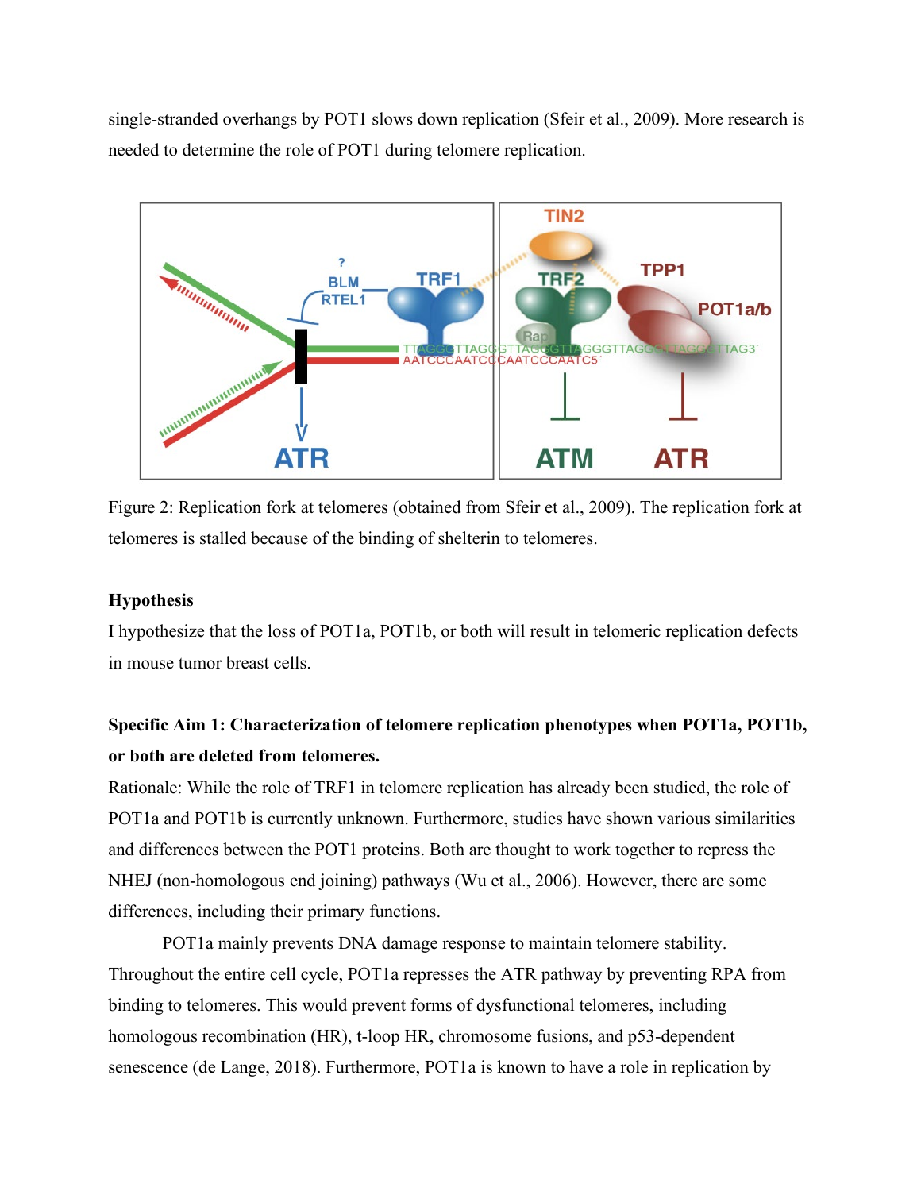single-stranded overhangs by POT1 slows down replication (Sfeir et al., 2009). More research is needed to determine the role of POT1 during telomere replication.

Figure 2: Replication fork at telomeres (obtained from Sfeir et al., 2009). The replication fork at telomeres is stalled because of the binding of shelterin to telomeres.

**Hypothesis**

I hypothesize that the loss of POT1a, POT1b, or both will result in telomeric replication defects in mouse tumor breast cells.

**Specific Aim 1: Characterization of telomere replication phenotypes when POT1a, POT1b, or both are deleted from telomeres.**

Rationale: While the role of TRF1 in telomere replication has already been studied, the role of POT1a and POT1b is currently unknown. Furthermore, studies have shown various similarities and differences between the POT1 proteins. Both are thought to work together to repress the NHEJ (non-homologous end joining) pathways (Wu et al., 2006). However, there are some differences, including their primary functions.

POT1a mainly prevents DNA damage response to maintain telomere stability. Throughout the entire cell cycle, POT1a represses the ATR pathway by preventing RPA from binding to telomeres. This would prevent forms of dysfunctional telomeres, including homologous recombination (HR), t-loop HR, chromosome fusions, and p53-dependent senescence (de Lange, 2018). Furthermore, POT1a is known to have a role in replication by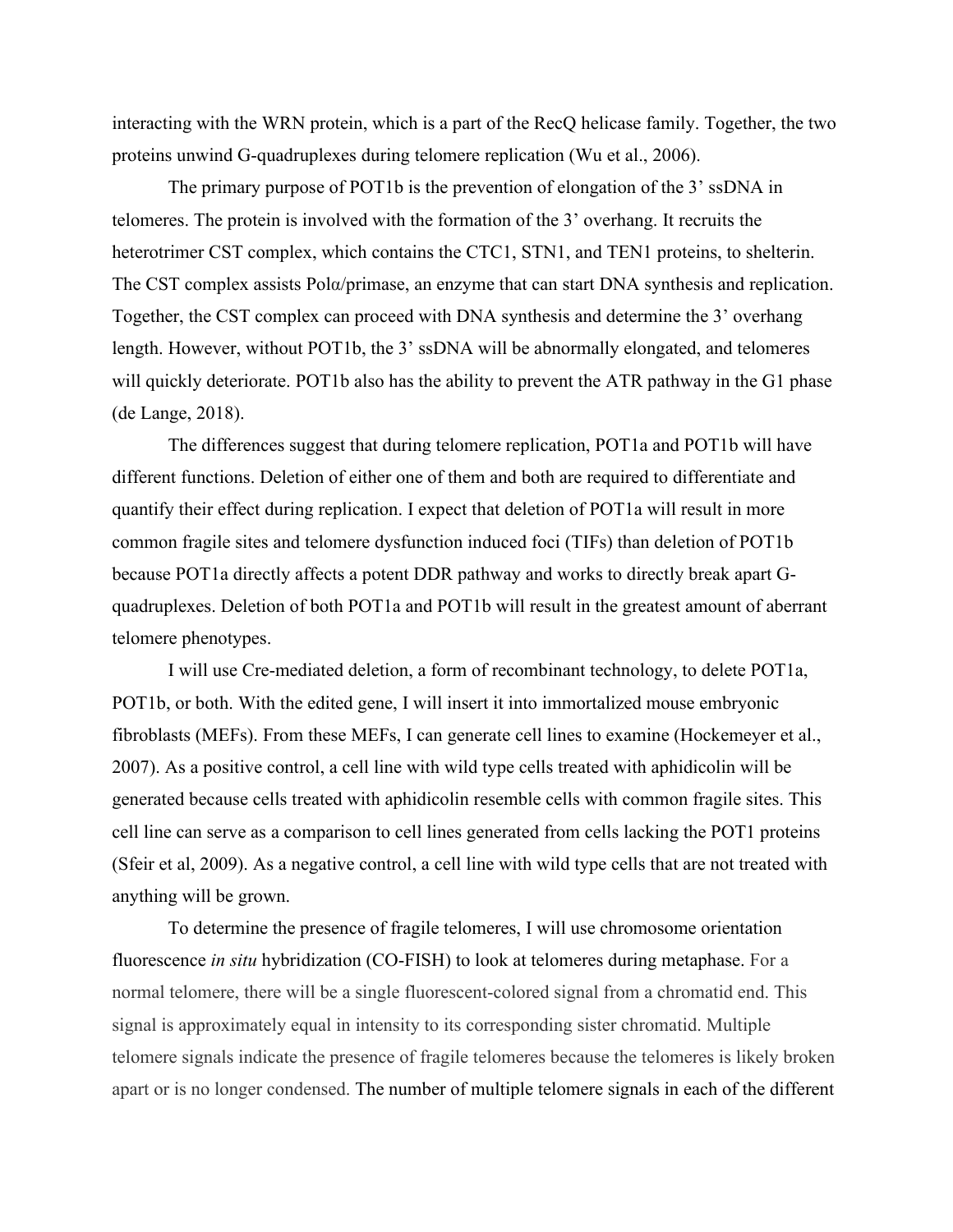interacting with the WRN protein, which is a part of the RecQ helicase family. Together, the two proteins unwind G-quadruplexes during telomere replication (Wu et al., 2006).

The primary purpose of POT1b is the prevention of elongation of the 3' ssDNA in telomeres. The protein is involved with the formation of the 3' overhang. It recruits the heterotrimer CST complex, which contains the CTC1, STN1, and TEN1 proteins, to shelterin. The CST complex assists Polα/primase, an enzyme that can start DNA synthesis and replication. Together, the CST complex can proceed with DNA synthesis and determine the 3' overhang length. However, without POT1b, the 3' ssDNA will be abnormally elongated, and telomeres will quickly deteriorate. POT1b also has the ability to prevent the ATR pathway in the G1 phase (de Lange, 2018).

The differences suggest that during telomere replication, POT1a and POT1b will have different functions. Deletion of either one of them and both are required to differentiate and quantify their effect during replication. I expect that deletion of POT1a will result in more common fragile sites and telomere dysfunction induced foci (TIFs) than deletion of POT1b because POT1a directly affects a potent DDR pathway and works to directly break apart G-quadruplexes. Deletion of both POT1a and POT1b will result in the greatest amount of aberrant telomere phenotypes.

I will use Cre-mediated deletion, a form of recombinant technology, to delete POT1a, POT1b, or both. With the edited gene, I will insert it into immortalized mouse embryonic fibroblasts (MEFs). From these MEFs, I can generate cell lines to examine (Hockemeyer et al., 2007). As a positive control, a cell line with wild type cells treated with aphidicolin will be generated because cells treated with aphidicolin resemble cells with common fragile sites. This cell line can serve as a comparison to cell lines generated from cells lacking the POT1 proteins (Sfeir et al, 2009). As a negative control, a cell line with wild type cells that are not treated with anything will be grown.

To determine the presence of fragile telomeres, I will use chromosome orientation fluorescence *in situ* hybridization (CO-FISH) to look at telomeres during metaphase. For a normal telomere, there will be a single fluorescent-colored signal from a chromatid end. This signal is approximately equal in intensity to its corresponding sister chromatid. Multiple telomere signals indicate the presence of fragile telomeres because the telomeres is likely broken apart or is no longer condensed. The number of multiple telomere signals in each of the different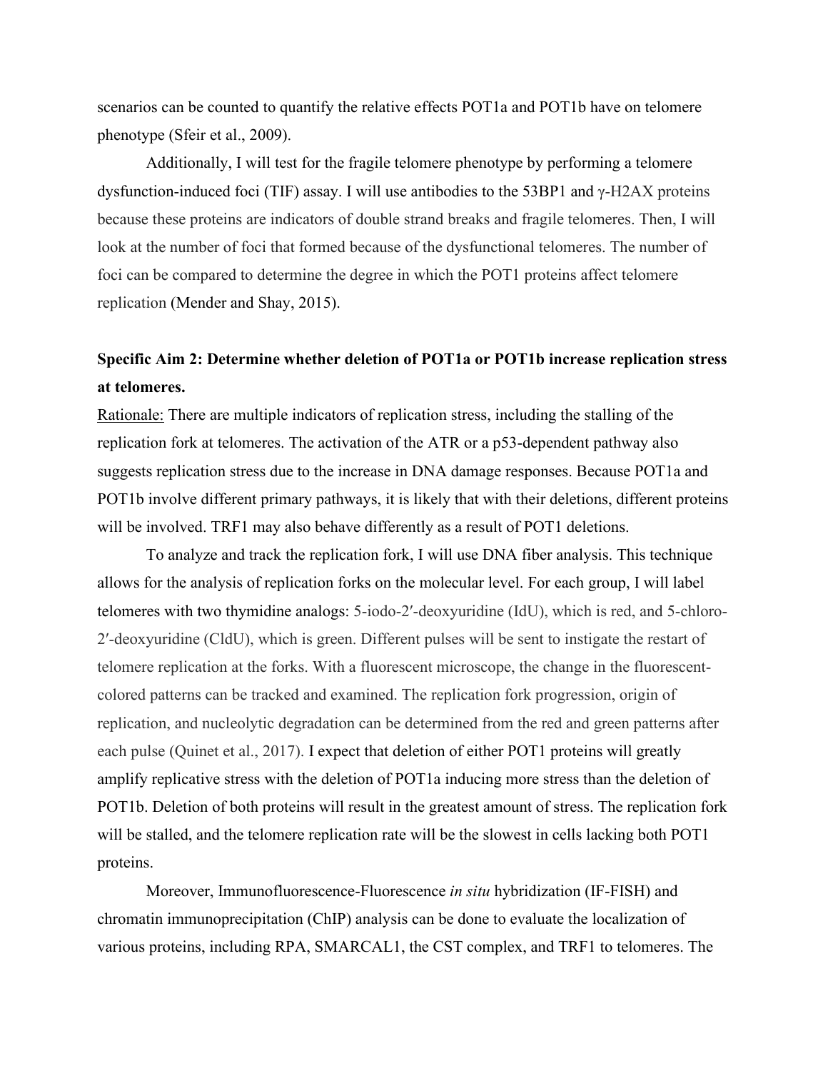scenarios can be counted to quantify the relative effects POT1a and POT1b have on telomere phenotype (Sfeir et al., 2009).

Additionally, I will test for the fragile telomere phenotype by performing a telomere dysfunction-induced foci (TIF) assay. I will use antibodies to the 53BP1 and γ-H2AX proteins because these proteins are indicators of double strand breaks and fragile telomeres. Then, I will look at the number of foci that formed because of the dysfunctional telomeres. The number of foci can be compared to determine the degree in which the POT1 proteins affect telomere replication (Mender and Shay, 2015).

**Specific Aim 2: Determine whether deletion of POT1a or POT1b increase replication stress at telomeres.**

Rationale: There are multiple indicators of replication stress, including the stalling of the replication fork at telomeres. The activation of the ATR or a p53-dependent pathway also suggests replication stress due to the increase in DNA damage responses. Because POT1a and POT1b involve different primary pathways, it is likely that with their deletions, different proteins will be involved. TRF1 may also behave differently as a result of POT1 deletions.

To analyze and track the replication fork, I will use DNA fiber analysis. This technique allows for the analysis of replication forks on the molecular level. For each group, I will label telomeres with two thymidine analogs: 5-iodo-2′-deoxyuridine (IdU), which is red, and 5-chloro-2′-deoxyuridine (CldU), which is green. Different pulses will be sent to instigate the restart of telomere replication at the forks. With a fluorescent microscope, the change in the fluorescent-colored patterns can be tracked and examined. The replication fork progression, origin of replication, and nucleolytic degradation can be determined from the red and green patterns after each pulse (Quinet et al., 2017). I expect that deletion of either POT1 proteins will greatly amplify replicative stress with the deletion of POT1a inducing more stress than the deletion of POT1b. Deletion of both proteins will result in the greatest amount of stress. The replication fork will be stalled, and the telomere replication rate will be the slowest in cells lacking both POT1 proteins.

Moreover, Immunofluorescence-Fluorescence *in situ* hybridization (IF-FISH) and chromatin immunoprecipitation (ChIP) analysis can be done to evaluate the localization of various proteins, including RPA, SMARCAL1, the CST complex, and TRF1 to telomeres. The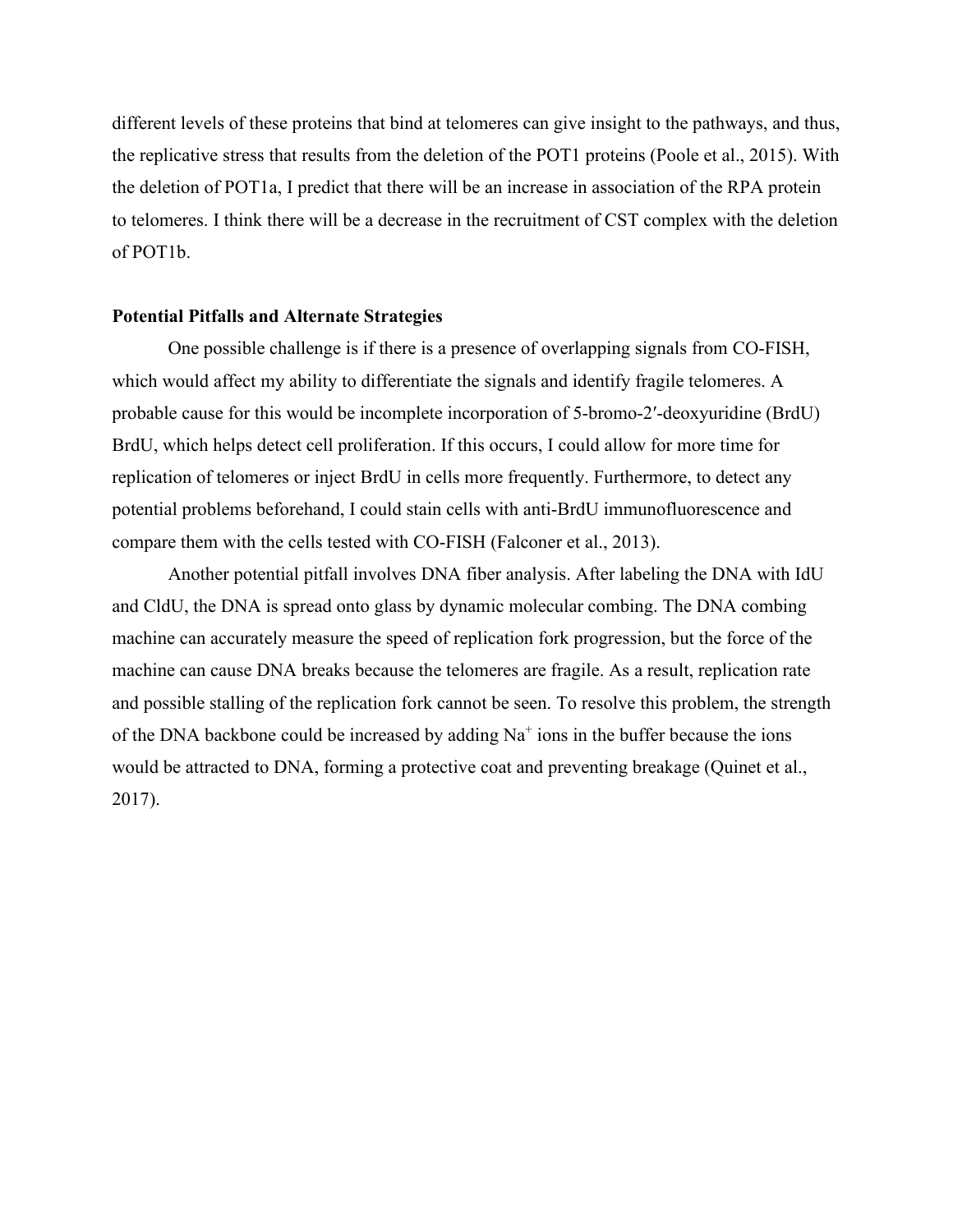different levels of these proteins that bind at telomeres can give insight to the pathways, and thus, the replicative stress that results from the deletion of the POT1 proteins (Poole et al., 2015). With the deletion of POT1a, I predict that there will be an increase in association of the RPA protein to telomeres. I think there will be a decrease in the recruitment of CST complex with the deletion of POT1b.

**Potential Pitfalls and Alternate Strategies**

One possible challenge is if there is a presence of overlapping signals from CO-FISH, which would affect my ability to differentiate the signals and identify fragile telomeres. A probable cause for this would be incomplete incorporation of 5-bromo-2′-deoxyuridine (BrdU) BrdU, which helps detect cell proliferation. If this occurs, I could allow for more time for replication of telomeres or inject BrdU in cells more frequently. Furthermore, to detect any potential problems beforehand, I could stain cells with anti-BrdU immunofluorescence and compare them with the cells tested with CO-FISH (Falconer et al., 2013).

Another potential pitfall involves DNA fiber analysis. After labeling the DNA with IdU and CldU, the DNA is spread onto glass by dynamic molecular combing. The DNA combing machine can accurately measure the speed of replication fork progression, but the force of the machine can cause DNA breaks because the telomeres are fragile. As a result, replication rate and possible stalling of the replication fork cannot be seen. To resolve this problem, the strength of the DNA backbone could be increased by adding $Na^{+}$ ions in the buffer because the ions would be attracted to DNA, forming a protective coat and preventing breakage (Quinet et al., 2017).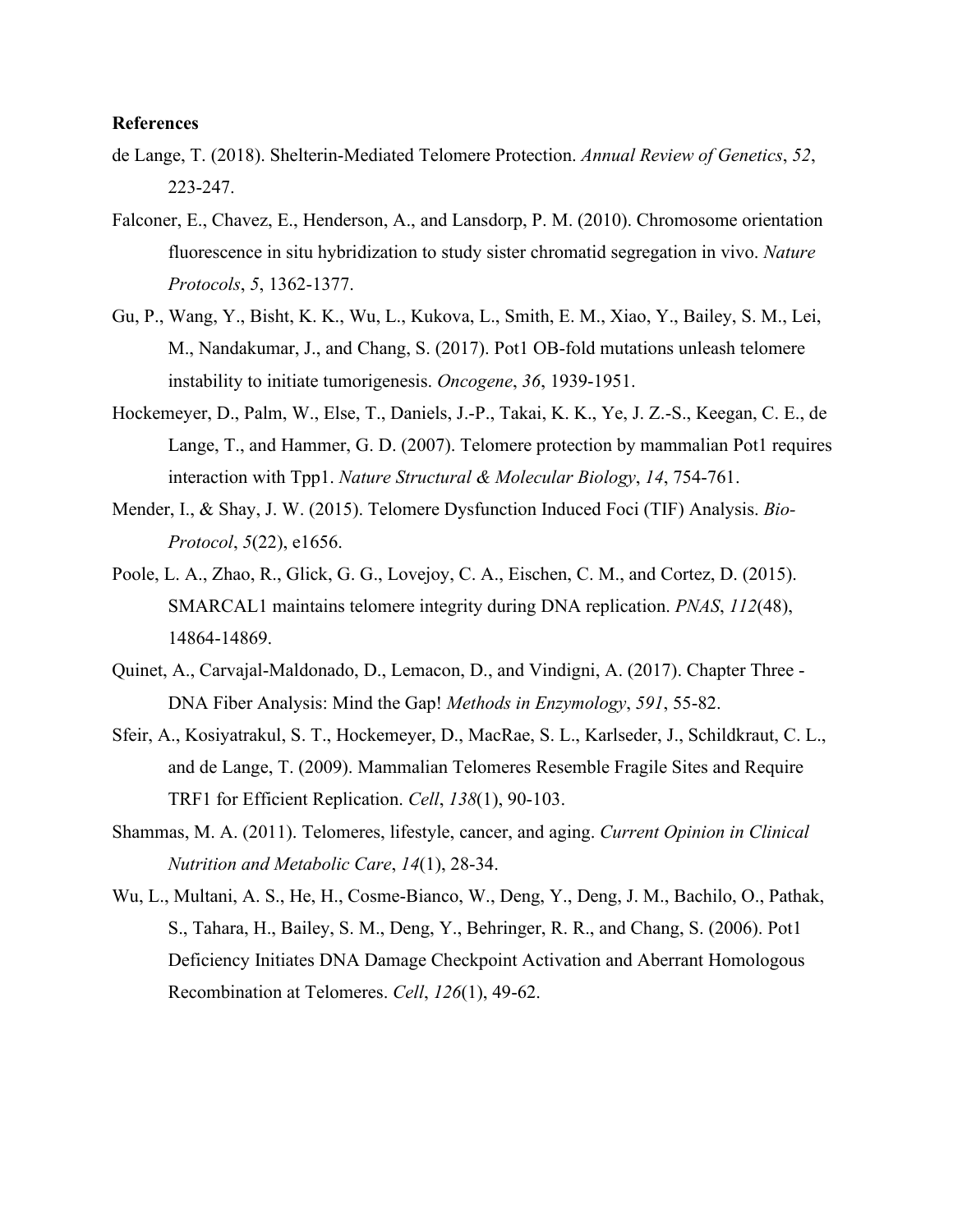**References**

de Lange, T. (2018). Shelterin-Mediated Telomere Protection. *Annual Review of Genetics*, *52*, 223-247.

Falconer, E., Chavez, E., Henderson, A., and Lansdorp, P. M. (2010). Chromosome orientation fluorescence in situ hybridization to study sister chromatid segregation in vivo. *Nature Protocols*, *5*, 1362-1377.

Gu, P., Wang, Y., Bisht, K. K., Wu, L., Kukova, L., Smith, E. M., Xiao, Y., Bailey, S. M., Lei, M., Nandakumar, J., and Chang, S. (2017). Pot1 OB-fold mutations unleash telomere instability to initiate tumorigenesis. *Oncogene*, *36*, 1939-1951.

Hockemeyer, D., Palm, W., Else, T., Daniels, J.-P., Takai, K. K., Ye, J. Z.-S., Keegan, C. E., de Lange, T., and Hammer, G. D. (2007). Telomere protection by mammalian Pot1 requires interaction with Tpp1. *Nature Structural & Molecular Biology*, *14*, 754-761.

Mender, I., & Shay, J. W. (2015). Telomere Dysfunction Induced Foci (TIF) Analysis. *Bio-Protocol*, *5*(22), e1656.

Poole, L. A., Zhao, R., Glick, G. G., Lovejoy, C. A., Eischen, C. M., and Cortez, D. (2015). SMARCAL1 maintains telomere integrity during DNA replication. *PNAS*, *112*(48), 14864-14869.

Quinet, A., Carvajal-Maldonado, D., Lemacon, D., and Vindigni, A. (2017). Chapter Three - DNA Fiber Analysis: Mind the Gap! *Methods in Enzymology*, *591*, 55-82.

Sfeir, A., Kosiyatrakul, S. T., Hockemeyer, D., MacRae, S. L., Karlseder, J., Schildkraut, C. L., and de Lange, T. (2009). Mammalian Telomeres Resemble Fragile Sites and Require TRF1 for Efficient Replication. *Cell*, *138*(1), 90-103.

Shammas, M. A. (2011). Telomeres, lifestyle, cancer, and aging. *Current Opinion in Clinical Nutrition and Metabolic Care*, *14*(1), 28-34.

Wu, L., Multani, A. S., He, H., Cosme-Bianco, W., Deng, Y., Deng, J. M., Bachilo, O., Pathak, S., Tahara, H., Bailey, S. M., Deng, Y., Behringer, R. R., and Chang, S. (2006). Pot1 Deficiency Initiates DNA Damage Checkpoint Activation and Aberrant Homologous Recombination at Telomeres. *Cell*, *126*(1), 49-62.